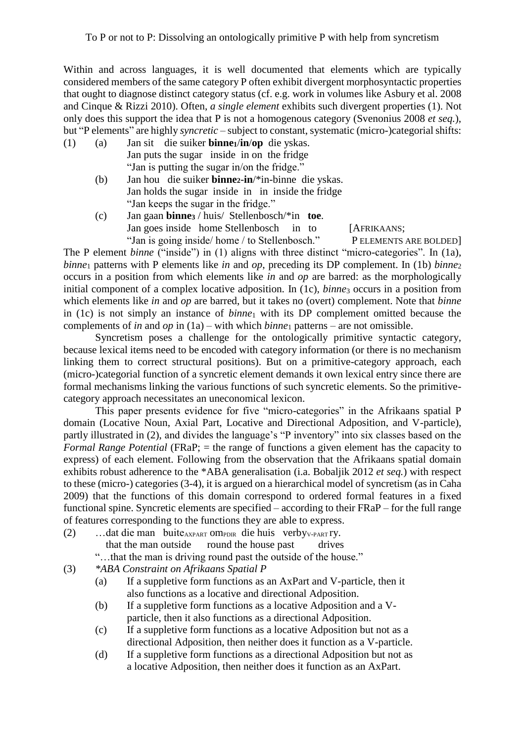# To P or not to P: Dissolving an ontologically primitive P with help from syncretism

Within and across languages, it is well documented that elements which are typically considered members of the same category P often exhibit divergent morphosyntactic properties that ought to diagnose distinct category status (cf. e.g. work in volumes like Asbury et al. 2008 and Cinque & Rizzi 2010). Often, *a single element* exhibits such divergent properties (1). Not only does this support the idea that P is not a homogenous category (Svenonius 2008 *et seq.*), but "P elements" are highly *syncretic* – subject to constant, systematic (micro-)categorial shifts:

(1) (a) Jan sit die suiker **binne₁/in/op** die yskas.
Jan puts the sugar inside in on the fridge
"Jan is putting the sugar in/on the fridge."

(b) Jan hou die suiker **binne₂-in**/*in-binne die yskas.
Jan holds the sugar inside in in inside the fridge
"Jan keeps the sugar in the fridge."

(c) Jan gaan **binne₃** / huis/ Stellenbosch/*in **toe**.
Jan goes inside home Stellenbosch in to [AFRIKAANS;
"Jan is going inside/ home / to Stellenbosch." P ELEMENTS ARE BOLDED]

The P element *binne* ("inside") in (1) aligns with three distinct "micro-categories". In (1a), *binne*₁ patterns with P elements like *in* and *op*, preceding its DP complement. In (1b) *binne*₂ occurs in a position from which elements like *in* and *op* are barred: as the morphologically initial component of a complex locative adposition. In (1c), *binne*₃ occurs in a position from which elements like *in* and *op* are barred, but it takes no (overt) complement. Note that *binne* in (1c) is not simply an instance of *binne*₁ with its DP complement omitted because the complements of *in* and *op* in (1a) – with which *binne*₁ patterns – are not omissible.

Syncretism poses a challenge for the ontologically primitive syntactic category, because lexical items need to be encoded with category information (or there is no mechanism linking them to correct structural positions). But on a primitive-category approach, each (micro-)categorial function of a syncretic element demands it own lexical entry since there are formal mechanisms linking the various functions of such syncretic elements. So the primitive-category approach necessitates an uneconomical lexicon.

This paper presents evidence for five "micro-categories" in the Afrikaans spatial P domain (Locative Noun, Axial Part, Locative and Directional Adposition, and V-particle), partly illustrated in (2), and divides the language's "P inventory" into six classes based on the *Formal Range Potential* (FRaP; = the range of functions a given element has the capacity to express) of each element. Following from the observation that the Afrikaans spatial domain exhibits robust adherence to the *ABA generalisation (i.a. Bobaljik 2012 *et seq.*) with respect to these (micro-) categories (3-4), it is argued on a hierarchical model of syncretism (as in Caha 2009) that the functions of this domain correspond to ordered formal features in a fixed functional spine. Syncretic elements are specified – according to their FRaP – for the full range of features corresponding to the functions they are able to express.

(2) …dat die man buite$_{\text{AXPART}}$ om$_{\text{PDIR}}$ die huis verby$_{\text{V-PART}}$ ry.
that the man outside round the house past drives
"…that the man is driving round past the outside of the house."

(3) *\*ABA Constraint on Afrikaans Spatial P*

(a) If a suppletive form functions as an AxPart and V-particle, then it also functions as a locative and directional Adposition.

(b) If a suppletive form functions as a locative Adposition and a V-particle, then it also functions as a directional Adposition.

(c) If a suppletive form functions as a locative Adposition but not as a directional Adposition, then neither does it function as a V-particle.

(d) If a suppletive form functions as a directional Adposition but not as a locative Adposition, then neither does it function as an AxPart.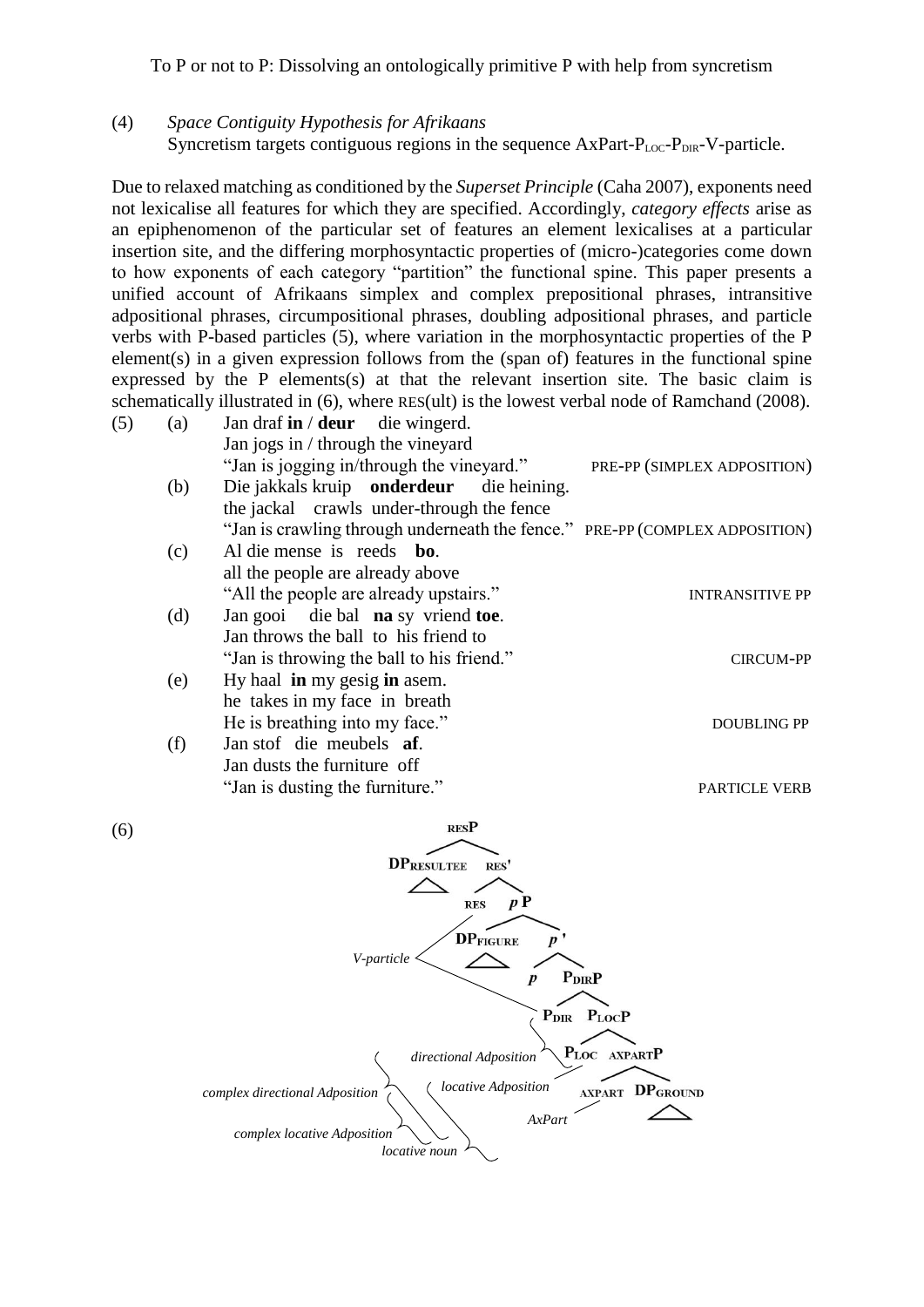(4) *Space Contiguity Hypothesis for Afrikaans*
Syncretism targets contiguous regions in the sequence AxPart-$P_{LOC}$-$P_{DIR}$-V-particle.

Due to relaxed matching as conditioned by the *Superset Principle* (Caha 2007), exponents need not lexicalise all features for which they are specified. Accordingly, *category effects* arise as an epiphenomenon of the particular set of features an element lexicalises at a particular insertion site, and the differing morphosyntactic properties of (micro-)categories come down to how exponents of each category "partition" the functional spine. This paper presents a unified account of Afrikaans simplex and complex prepositional phrases, intransitive adpositional phrases, circumpositional phrases, doubling adpositional phrases, and particle verbs with P-based particles (5), where variation in the morphosyntactic properties of the P element(s) in a given expression follows from the (span of) features in the functional spine expressed by the P elements(s) at that the relevant insertion site. The basic claim is schematically illustrated in (6), where RES(ult) is the lowest verbal node of Ramchand (2008).

(5)
(a) Jan draf **in** / **deur** die wingerd.
Jan jogs in / through the vineyard
"Jan is jogging in/through the vineyard." PRE-PP (SIMPLEX ADPOSITION)

(b) Die jakkals kruip **onderdeur** die heining.
the jackal crawls under-through the fence
"Jan is crawling through underneath the fence." PRE-PP (COMPLEX ADPOSITION)

(c) Al die mense is reeds **bo**.
all the people are already above
"All the people are already upstairs." INTRANSITIVE PP

(d) Jan gooi die bal **na** sy vriend **toe**.
Jan throws the ball to his friend to
"Jan is throwing the ball to his friend." CIRCUM-PP

(e) Hy haal **in** my gesig **in** asem.
he takes in my face in breath
He is breathing into my face." DOUBLING PP

(f) Jan stof die meubels **af**.
Jan dusts the furniture off
"Jan is dusting the furniture." PARTICLE VERB

(6)

RESP
DP_RESULTEE RES'
RES pP
DP_FIGURE p'
p P_DIRP
P_DIR P_LOCP
P_LOC AXPARTP
AXPART DP_GROUND

V-particle
directional Adposition
locative Adposition
AxPart
complex directional Adposition
complex locative Adposition
locative noun